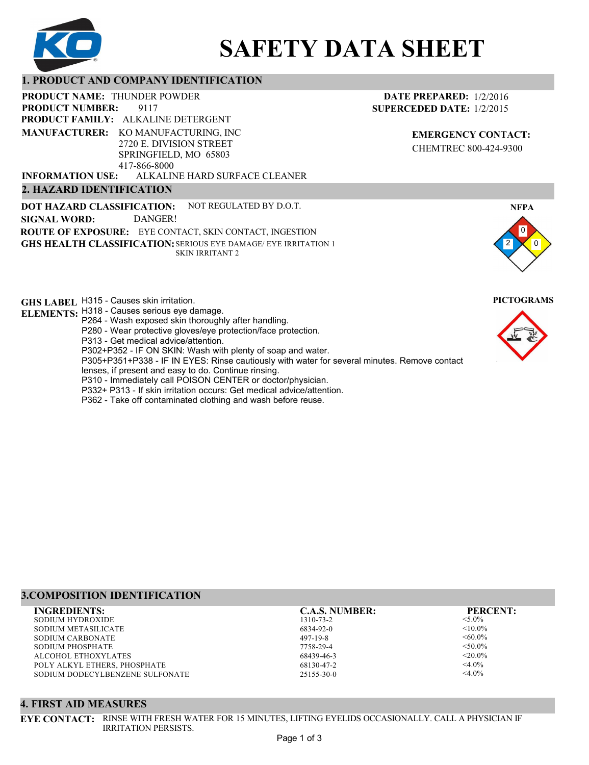# SAFETY DATA SHEET

## 1. PRODUCT AND COMPANY IDENTIFICATION

**PRODUCT NAME:** THUNDER POWDER
**PRODUCT NUMBER:** 9117
**PRODUCT FAMILY:** ALKALINE DETERGENT
**MANUFACTURER:** KO MANUFACTURING, INC
2720 E. DIVISION STREET
SPRINGFIELD, MO 65803
417-866-8000
**INFORMATION USE:** ALKALINE HARD SURFACE CLEANER

**DATE PREPARED:** 1/2/2016
**SUPERCEDED DATE:** 1/2/2015

**EMERGENCY CONTACT:**
CHEMTREC 800-424-9300

## 2. HAZARD IDENTIFICATION

**DOT HAZARD CLASSIFICATION:** NOT REGULATED BY D.O.T.
**SIGNAL WORD:** DANGER!
**ROUTE OF EXPOSURE:** EYE CONTACT, SKIN CONTACT, INGESTION
**GHS HEALTH CLASSIFICATION:** SERIOUS EYE DAMAGE/ EYE IRRITATION 1
SKIN IRRITANT 2

**NFPA**
Health: 2, Flammability: 0, Reactivity: 0

**PICTOGRAMS**

**GHS LABEL ELEMENTS:**
H315 - Causes skin irritation.
H318 - Causes serious eye damage.
P264 - Wash exposed skin thoroughly after handling.
P280 - Wear protective gloves/eye protection/face protection.
P313 - Get medical advice/attention.
P302+P352 - IF ON SKIN: Wash with plenty of soap and water.
P305+P351+P338 - IF IN EYES: Rinse cautiously with water for several minutes. Remove contact lenses, if present and easy to do. Continue rinsing.
P310 - Immediately call POISON CENTER or doctor/physician.
P332+ P313 - If skin irritation occurs: Get medical advice/attention.
P362 - Take off contaminated clothing and wash before reuse.

## 3.COMPOSITION IDENTIFICATION

| INGREDIENTS: | C.A.S. NUMBER: | PERCENT: |
|---|---|---|
| SODIUM HYDROXIDE | 1310-73-2 | <5.0% |
| SODIUM METASILICATE | 6834-92-0 | <10.0% |
| SODIUM CARBONATE | 497-19-8 | <60.0% |
| SODIUM PHOSPHATE | 7758-29-4 | <50.0% |
| ALCOHOL ETHOXYLATES | 68439-46-3 | <20.0% |
| POLY ALKYL ETHERS, PHOSPHATE | 68130-47-2 | <4.0% |
| SODIUM DODECYLBENZENE SULFONATE | 25155-30-0 | <4.0% |

## 4. FIRST AID MEASURES

**EYE CONTACT:** RINSE WITH FRESH WATER FOR 15 MINUTES, LIFTING EYELIDS OCCASIONALLY. CALL A PHYSICIAN IF IRRITATION PERSISTS.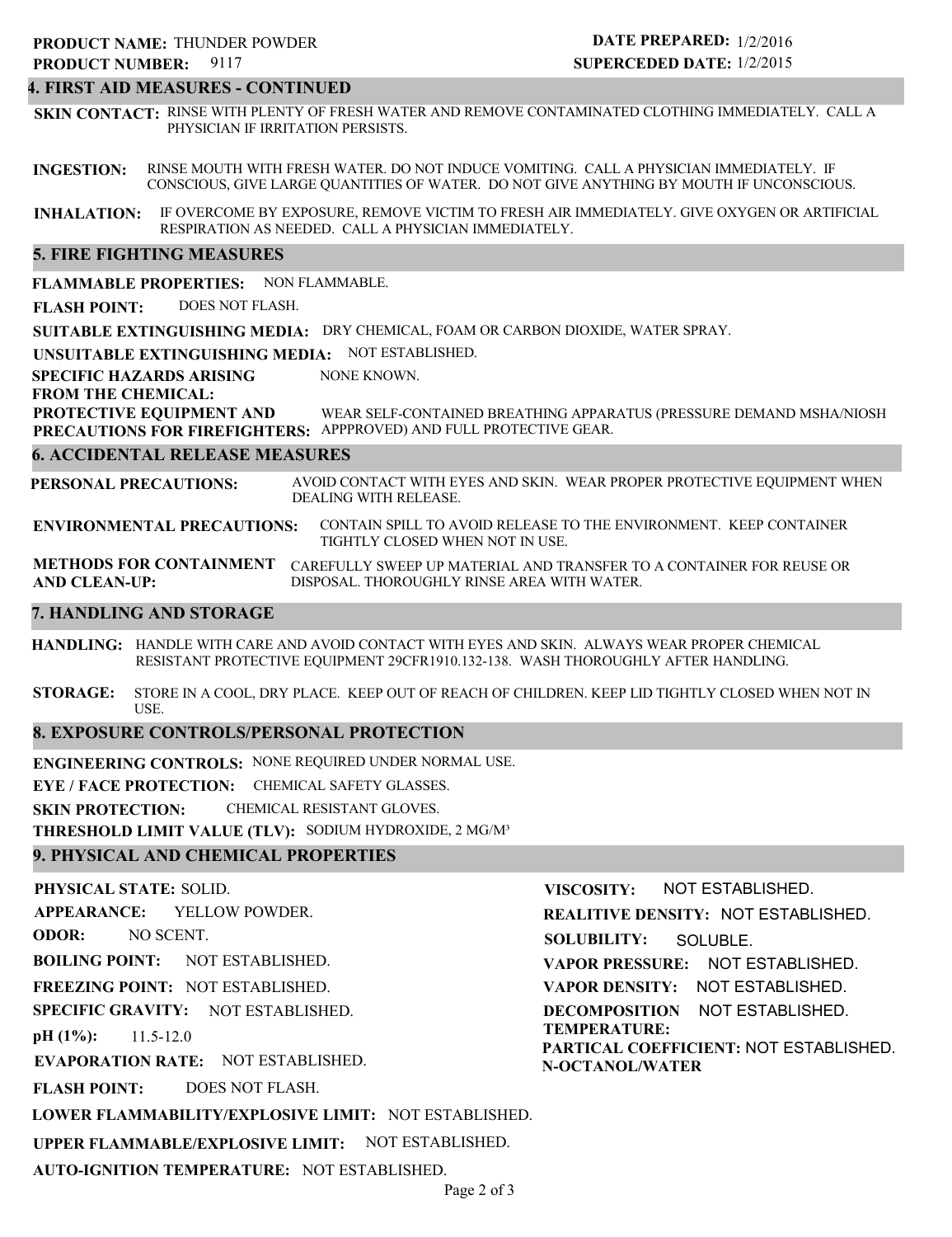**PRODUCT NAME:** THUNDER POWDER
**PRODUCT NUMBER:** 9117

**DATE PREPARED:** 1/2/2016
**SUPERCEDED DATE:** 1/2/2015

## 4. FIRST AID MEASURES - CONTINUED

**SKIN CONTACT:** RINSE WITH PLENTY OF FRESH WATER AND REMOVE CONTAMINATED CLOTHING IMMEDIATELY. CALL A PHYSICIAN IF IRRITATION PERSISTS.

**INGESTION:** RINSE MOUTH WITH FRESH WATER. DO NOT INDUCE VOMITING. CALL A PHYSICIAN IMMEDIATELY. IF CONSCIOUS, GIVE LARGE QUANTITIES OF WATER. DO NOT GIVE ANYTHING BY MOUTH IF UNCONSCIOUS.

**INHALATION:** IF OVERCOME BY EXPOSURE, REMOVE VICTIM TO FRESH AIR IMMEDIATELY. GIVE OXYGEN OR ARTIFICIAL RESPIRATION AS NEEDED. CALL A PHYSICIAN IMMEDIATELY.

## 5. FIRE FIGHTING MEASURES

**FLAMMABLE PROPERTIES:** NON FLAMMABLE.

**FLASH POINT:** DOES NOT FLASH.

**SUITABLE EXTINGUISHING MEDIA:** DRY CHEMICAL, FOAM OR CARBON DIOXIDE, WATER SPRAY.

**UNSUITABLE EXTINGUISHING MEDIA:** NOT ESTABLISHED.

**SPECIFIC HAZARDS ARISING FROM THE CHEMICAL:** NONE KNOWN.

**PROTECTIVE EQUIPMENT AND PRECAUTIONS FOR FIREFIGHTERS:** WEAR SELF-CONTAINED BREATHING APPARATUS (PRESSURE DEMAND MSHA/NIOSH APPPROVED) AND FULL PROTECTIVE GEAR.

## 6. ACCIDENTAL RELEASE MEASURES

**PERSONAL PRECAUTIONS:** AVOID CONTACT WITH EYES AND SKIN. WEAR PROPER PROTECTIVE EQUIPMENT WHEN DEALING WITH RELEASE.

**ENVIRONMENTAL PRECAUTIONS:** CONTAIN SPILL TO AVOID RELEASE TO THE ENVIRONMENT. KEEP CONTAINER TIGHTLY CLOSED WHEN NOT IN USE.

**METHODS FOR CONTAINMENT AND CLEAN-UP:** CAREFULLY SWEEP UP MATERIAL AND TRANSFER TO A CONTAINER FOR REUSE OR DISPOSAL. THOROUGHLY RINSE AREA WITH WATER.

## 7. HANDLING AND STORAGE

**HANDLING:** HANDLE WITH CARE AND AVOID CONTACT WITH EYES AND SKIN. ALWAYS WEAR PROPER CHEMICAL RESISTANT PROTECTIVE EQUIPMENT 29CFR1910.132-138. WASH THOROUGHLY AFTER HANDLING.

**STORAGE:** STORE IN A COOL, DRY PLACE. KEEP OUT OF REACH OF CHILDREN. KEEP LID TIGHTLY CLOSED WHEN NOT IN USE.

## 8. EXPOSURE CONTROLS/PERSONAL PROTECTION

**ENGINEERING CONTROLS:** NONE REQUIRED UNDER NORMAL USE.

**EYE / FACE PROTECTION:** CHEMICAL SAFETY GLASSES.

**SKIN PROTECTION:** CHEMICAL RESISTANT GLOVES.

**THRESHOLD LIMIT VALUE (TLV):** SODIUM HYDROXIDE, 2 MG/M³

## 9. PHYSICAL AND CHEMICAL PROPERTIES

**PHYSICAL STATE:** SOLID.

**APPEARANCE:** YELLOW POWDER.

**ODOR:** NO SCENT.

**BOILING POINT:** NOT ESTABLISHED.

**FREEZING POINT:** NOT ESTABLISHED.

**SPECIFIC GRAVITY:** NOT ESTABLISHED.

**pH (1%):** 11.5-12.0

**EVAPORATION RATE:** NOT ESTABLISHED.

**FLASH POINT:** DOES NOT FLASH.

**LOWER FLAMMABILITY/EXPLOSIVE LIMIT:** NOT ESTABLISHED.

**UPPER FLAMMABLE/EXPLOSIVE LIMIT:** NOT ESTABLISHED.

**AUTO-IGNITION TEMPERATURE:** NOT ESTABLISHED.

**VISCOSITY:** NOT ESTABLISHED.

**REALITIVE DENSITY:** NOT ESTABLISHED.

**SOLUBILITY:** SOLUBLE.

**VAPOR PRESSURE:** NOT ESTABLISHED.

**VAPOR DENSITY:** NOT ESTABLISHED.

**DECOMPOSITION TEMPERATURE:** NOT ESTABLISHED.

**PARTICAL COEFFICIENT: N-OCTANOL/WATER** NOT ESTABLISHED.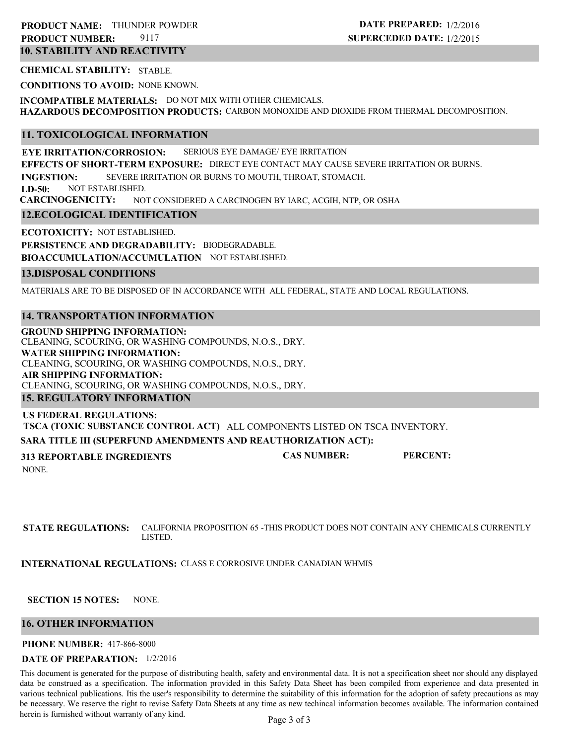**PRODUCT NAME:** THUNDER POWDER
**PRODUCT NUMBER:** 9117

**DATE PREPARED:** 1/2/2016
**SUPERCEDED DATE:** 1/2/2015

## 10. STABILITY AND REACTIVITY

**CHEMICAL STABILITY:** STABLE.

**CONDITIONS TO AVOID:** NONE KNOWN.

**INCOMPATIBLE MATERIALS:** DO NOT MIX WITH OTHER CHEMICALS.

**HAZARDOUS DECOMPOSITION PRODUCTS:** CARBON MONOXIDE AND DIOXIDE FROM THERMAL DECOMPOSITION.

## 11. TOXICOLOGICAL INFORMATION

**EYE IRRITATION/CORROSION:** SERIOUS EYE DAMAGE/ EYE IRRITATION

**EFFECTS OF SHORT-TERM EXPOSURE:** DIRECT EYE CONTACT MAY CAUSE SEVERE IRRITATION OR BURNS.

**INGESTION:** SEVERE IRRITATION OR BURNS TO MOUTH, THROAT, STOMACH.

**LD-50:** NOT ESTABLISHED.

**CARCINOGENICITY:** NOT CONSIDERED A CARCINOGEN BY IARC, ACGIH, NTP, OR OSHA

## 12.ECOLOGICAL IDENTIFICATION

**ECOTOXICITY:** NOT ESTABLISHED.

**PERSISTENCE AND DEGRADABILITY:** BIODEGRADABLE.

**BIOACCUMULATION/ACCUMULATION** NOT ESTABLISHED.

## 13.DISPOSAL CONDITIONS

MATERIALS ARE TO BE DISPOSED OF IN ACCORDANCE WITH ALL FEDERAL, STATE AND LOCAL REGULATIONS.

## 14. TRANSPORTATION INFORMATION

**GROUND SHIPPING INFORMATION:**
CLEANING, SCOURING, OR WASHING COMPOUNDS, N.O.S., DRY.

**WATER SHIPPING INFORMATION:**
CLEANING, SCOURING, OR WASHING COMPOUNDS, N.O.S., DRY.

**AIR SHIPPING INFORMATION:**
CLEANING, SCOURING, OR WASHING COMPOUNDS, N.O.S., DRY.

## 15. REGULATORY INFORMATION

**US FEDERAL REGULATIONS:**

**TSCA (TOXIC SUBSTANCE CONTROL ACT)** ALL COMPONENTS LISTED ON TSCA INVENTORY.

**SARA TITLE III (SUPERFUND AMENDMENTS AND REAUTHORIZATION ACT):**

| 313 REPORTABLE INGREDIENTS | CAS NUMBER: | PERCENT: |
|---|---|---|
| NONE. | | |

**STATE REGULATIONS:** CALIFORNIA PROPOSITION 65 -THIS PRODUCT DOES NOT CONTAIN ANY CHEMICALS CURRENTLY LISTED.

**INTERNATIONAL REGULATIONS:** CLASS E CORROSIVE UNDER CANADIAN WHMIS

**SECTION 15 NOTES:** NONE.

## 16. OTHER INFORMATION

**PHONE NUMBER:** 417-866-8000

**DATE OF PREPARATION:** 1/2/2016

This document is generated for the purpose of distributing health, safety and environmental data. It is not a specification sheet nor should any displayed data be construed as a specification. The information provided in this Safety Data Sheet has been compiled from experience and data presented in various technical publications. Itis the user's responsibility to determine the suitability of this information for the adoption of safety precautions as may be necessary. We reserve the right to revise Safety Data Sheets at any time as new techincal information becomes available. The information contained herein is furnished without warranty of any kind.